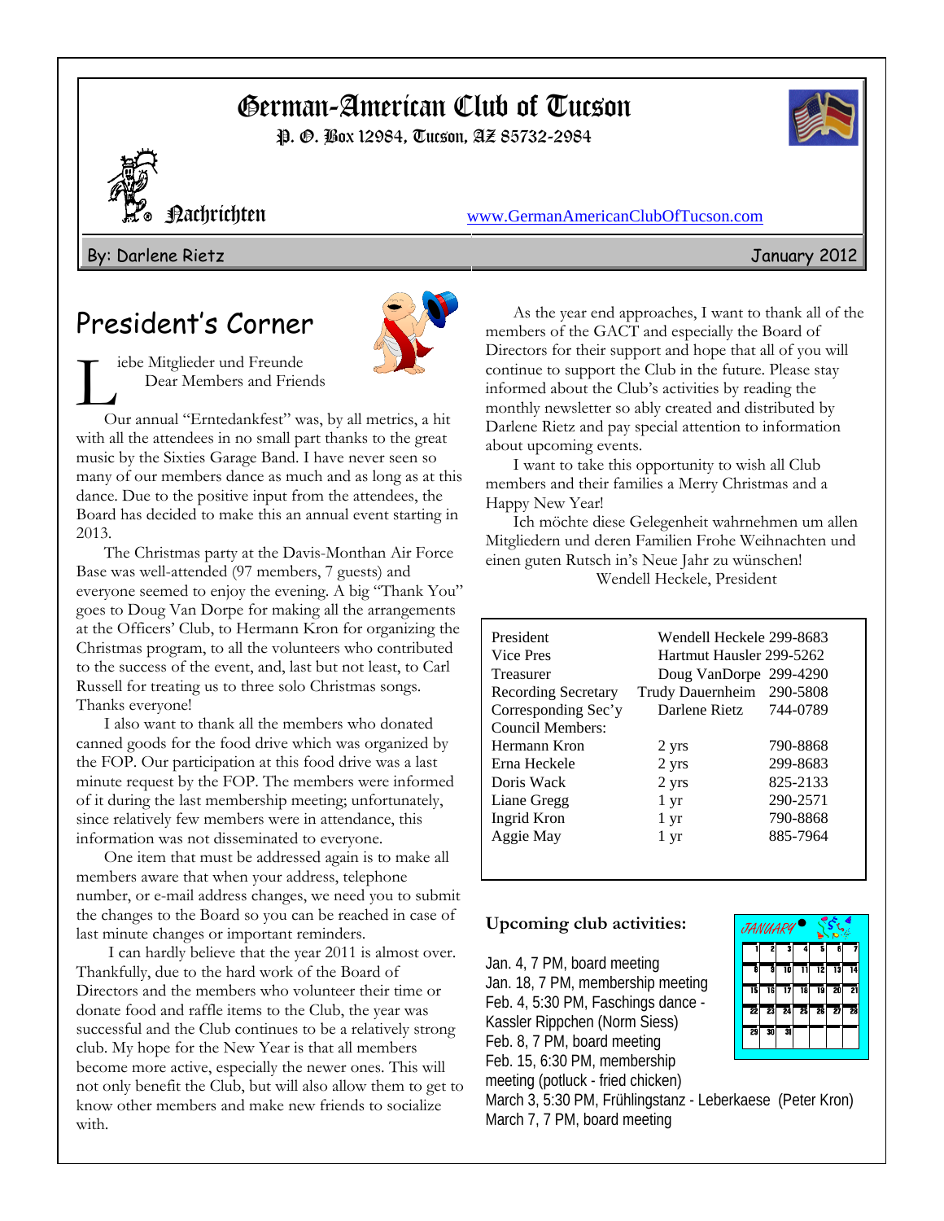# German-American Club of Tucson

P. O. Box 12984, Tucson, AZ 85732-2984

Nachrichten

www.GermanAmericanClubOfTucson.com

By: Darlene Rietz — January 2012

## President's Corner

Liebe Mitglieder und Freunde
Dear Members and Friends

Our annual "Erntedankfest" was, by all metrics, a hit with all the attendees in no small part thanks to the great music by the Sixties Garage Band. I have never seen so many of our members dance as much and as long as at this dance. Due to the positive input from the attendees, the Board has decided to make this an annual event starting in 2013.

The Christmas party at the Davis-Monthan Air Force Base was well-attended (97 members, 7 guests) and everyone seemed to enjoy the evening. A big "Thank You" goes to Doug Van Dorpe for making all the arrangements at the Officers' Club, to Hermann Kron for organizing the Christmas program, to all the volunteers who contributed to the success of the event, and, last but not least, to Carl Russell for treating us to three solo Christmas songs. Thanks everyone!

I also want to thank all the members who donated canned goods for the food drive which was organized by the FOP. Our participation at this food drive was a last minute request by the FOP. The members were informed of it during the last membership meeting; unfortunately, since relatively few members were in attendance, this information was not disseminated to everyone.

One item that must be addressed again is to make all members aware that when your address, telephone number, or e-mail address changes, we need you to submit the changes to the Board so you can be reached in case of last minute changes or important reminders.

I can hardly believe that the year 2011 is almost over. Thankfully, due to the hard work of the Board of Directors and the members who volunteer their time or donate food and raffle items to the Club, the year was successful and the Club continues to be a relatively strong club. My hope for the New Year is that all members become more active, especially the newer ones. This will not only benefit the Club, but will also allow them to get to know other members and make new friends to socialize with.

As the year end approaches, I want to thank all of the members of the GACT and especially the Board of Directors for their support and hope that all of you will continue to support the Club in the future. Please stay informed about the Club's activities by reading the monthly newsletter so ably created and distributed by Darlene Rietz and pay special attention to information about upcoming events.

I want to take this opportunity to wish all Club members and their families a Merry Christmas and a Happy New Year!

Ich möchte diese Gelegenheit wahrnehmen um allen Mitgliedern und deren Familien Frohe Weihnachten und einen guten Rutsch in's Neue Jahr zu wünschen!

Wendell Heckele, President

| | | |
|---|---|---|
| President | Wendell Heckele | 299-8683 |
| Vice Pres | Hartmut Hausler | 299-5262 |
| Treasurer | Doug VanDorpe | 299-4290 |
| Recording Secretary | Trudy Dauernheim | 290-5808 |
| Corresponding Sec'y | Darlene Rietz | 744-0789 |
| Council Members: | | |
| Hermann Kron | 2 yrs | 790-8868 |
| Erna Heckele | 2 yrs | 299-8683 |
| Doris Wack | 2 yrs | 825-2133 |
| Liane Gregg | 1 yr | 290-2571 |
| Ingrid Kron | 1 yr | 790-8868 |
| Aggie May | 1 yr | 885-7964 |

**Upcoming club activities:**

Jan. 4, 7 PM, board meeting
Jan. 18, 7 PM, membership meeting
Feb. 4, 5:30 PM, Faschings dance - Kassler Rippchen (Norm Siess)
Feb. 8, 7 PM, board meeting
Feb. 15, 6:30 PM, membership meeting (potluck - fried chicken)
March 3, 5:30 PM, Frühlingstanz - Leberkaese (Peter Kron)
March 7, 7 PM, board meeting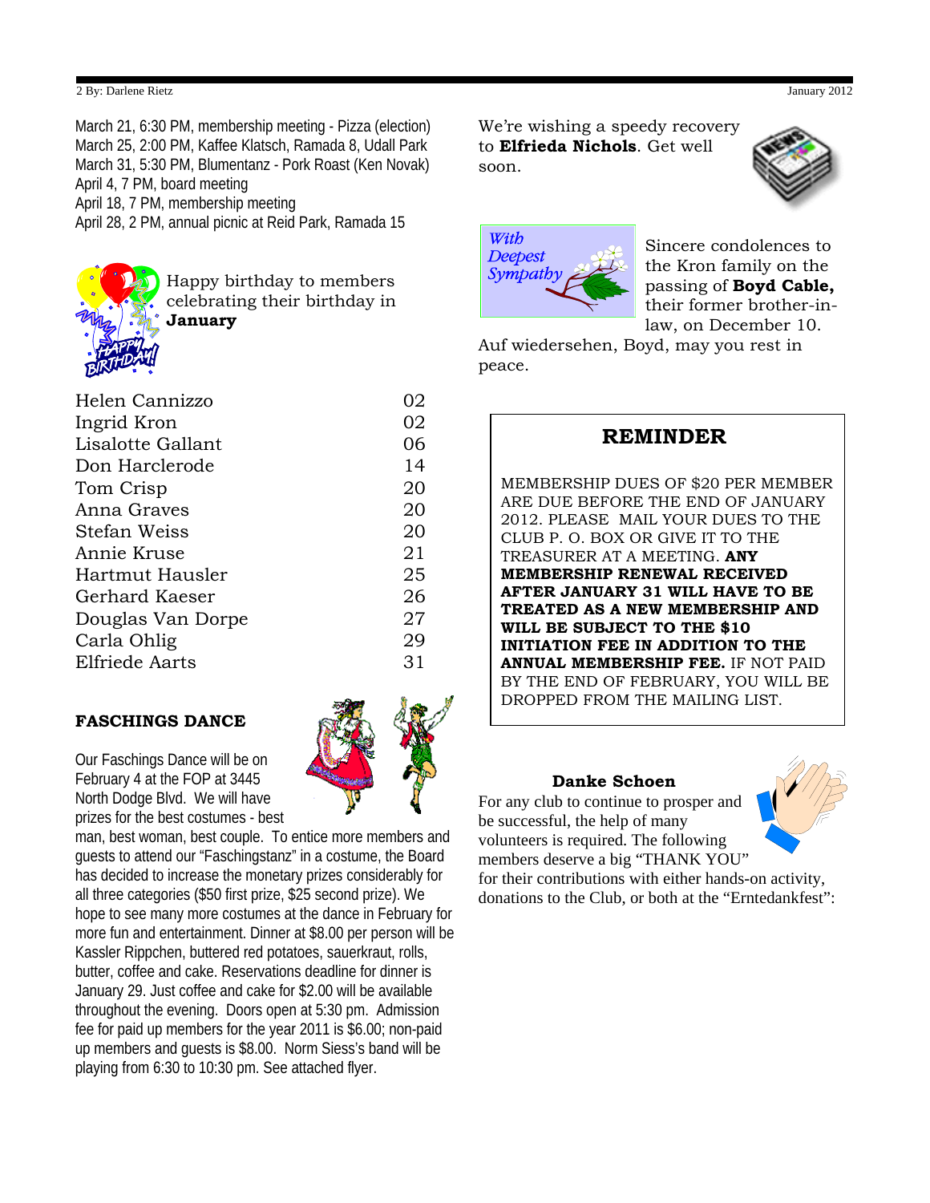March 21, 6:30 PM, membership meeting - Pizza (election)
March 25, 2:00 PM, Kaffee Klatsch, Ramada 8, Udall Park
March 31, 5:30 PM, Blumentanz - Pork Roast (Ken Novak)
April 4, 7 PM, board meeting
April 18, 7 PM, membership meeting
April 28, 2 PM, annual picnic at Reid Park, Ramada 15

Happy birthday to members celebrating their birthday in **January**

| | |
|---|---|
| Helen Cannizzo | 02 |
| Ingrid Kron | 02 |
| Lisalotte Gallant | 06 |
| Don Harclerode | 14 |
| Tom Crisp | 20 |
| Anna Graves | 20 |
| Stefan Weiss | 20 |
| Annie Kruse | 21 |
| Hartmut Hausler | 25 |
| Gerhard Kaeser | 26 |
| Douglas Van Dorpe | 27 |
| Carla Ohlig | 29 |
| Elfriede Aarts | 31 |

**FASCHINGS DANCE**

Our Faschings Dance will be on February 4 at the FOP at 3445 North Dodge Blvd. We will have prizes for the best costumes - best man, best woman, best couple. To entice more members and guests to attend our "Faschingstanz" in a costume, the Board has decided to increase the monetary prizes considerably for all three categories ($50 first prize, $25 second prize). We hope to see many more costumes at the dance in February for more fun and entertainment. Dinner at $8.00 per person will be Kassler Rippchen, buttered red potatoes, sauerkraut, rolls, butter, coffee and cake. Reservations deadline for dinner is January 29. Just coffee and cake for $2.00 will be available throughout the evening. Doors open at 5:30 pm. Admission fee for paid up members for the year 2011 is $6.00; non-paid up members and guests is $8.00. Norm Siess's band will be playing from 6:30 to 10:30 pm. See attached flyer.

We're wishing a speedy recovery to **Elfrieda Nichols**. Get well soon.

*With Deepest Sympathy*

Sincere condolences to the Kron family on the passing of **Boyd Cable,** their former brother-in-law, on December 10. Auf wiedersehen, Boyd, may you rest in peace.

## REMINDER

MEMBERSHIP DUES OF $20 PER MEMBER ARE DUE BEFORE THE END OF JANUARY 2012. PLEASE MAIL YOUR DUES TO THE CLUB P. O. BOX OR GIVE IT TO THE TREASURER AT A MEETING. **ANY MEMBERSHIP RENEWAL RECEIVED AFTER JANUARY 31 WILL HAVE TO BE TREATED AS A NEW MEMBERSHIP AND WILL BE SUBJECT TO THE $10 INITIATION FEE IN ADDITION TO THE ANNUAL MEMBERSHIP FEE.** IF NOT PAID BY THE END OF FEBRUARY, YOU WILL BE DROPPED FROM THE MAILING LIST.

**Danke Schoen**

For any club to continue to prosper and be successful, the help of many volunteers is required. The following members deserve a big "THANK YOU" for their contributions with either hands-on activity, donations to the Club, or both at the "Erntedankfest":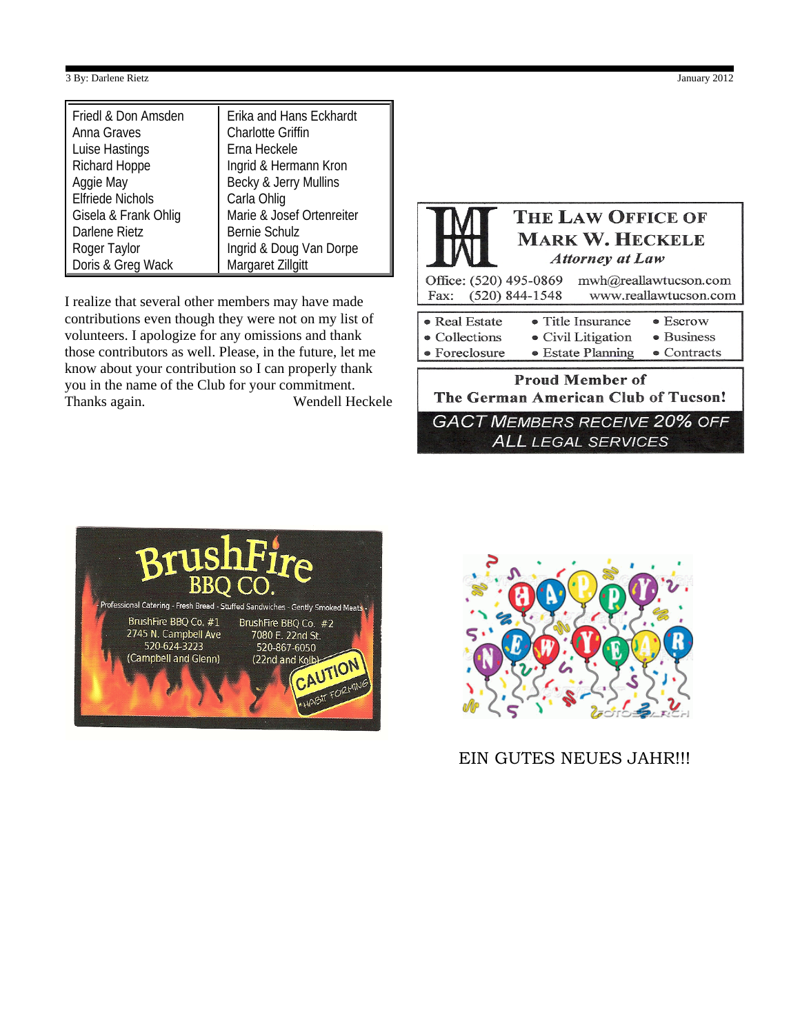| | |
|---|---|
| Friedl & Don Amsden | Erika and Hans Eckhardt |
| Anna Graves | Charlotte Griffin |
| Luise Hastings | Erna Heckele |
| Richard Hoppe | Ingrid & Hermann Kron |
| Aggie May | Becky & Jerry Mullins |
| Elfriede Nichols | Carla Ohlig |
| Gisela & Frank Ohlig | Marie & Josef Ortenreiter |
| Darlene Rietz | Bernie Schulz |
| Roger Taylor | Ingrid & Doug Van Dorpe |
| Doris & Greg Wack | Margaret Zillgitt |

I realize that several other members may have made contributions even though they were not on my list of volunteers. I apologize for any omissions and thank those contributors as well. Please, in the future, let me know about your contribution so I can properly thank you in the name of the Club for your commitment. Thanks again.

Wendell Heckele

**THE LAW OFFICE OF MARK W. HECKELE**
*Attorney at Law*

Office: (520) 495-0869 mwh@reallawtucson.com
Fax: (520) 844-1548 www.reallawtucson.com

- Real Estate
- Collections
- Foreclosure
- Title Insurance
- Civil Litigation
- Estate Planning
- Escrow
- Business
- Contracts

**Proud Member of The German American Club of Tucson!**

GACT MEMBERS RECEIVE 20% OFF ALL LEGAL SERVICES

**BrushFire BBQ CO.**

Professional Catering - Fresh Bread - Stuffed Sandwiches - Gently Smoked Meats -

BrushFire BBQ Co. #1
2745 N. Campbell Ave
520-624-3223
(Campbell and Glenn)

BrushFire BBQ Co. #2
7080 E. 22nd St.
520-867-6050
(22nd and Kolb)

CAUTION *HABIT FORMING

HAPPY NEW YEAR

EIN GUTES NEUES JAHR!!!